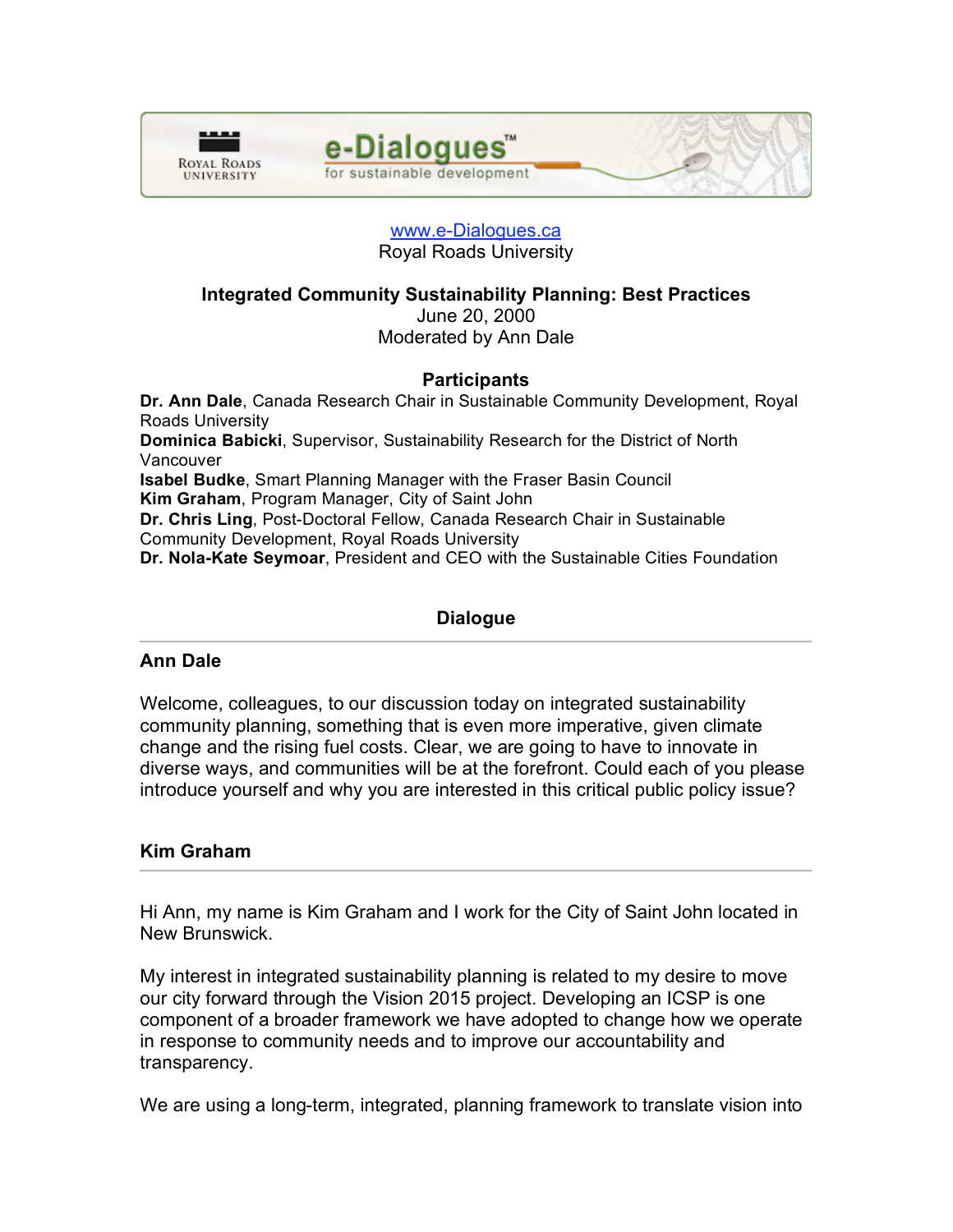[www.e-Dialogues.ca](http://www.e-Dialogues.ca)
Royal Roads University

**Integrated Community Sustainability Planning: Best Practices**
June 20, 2000
Moderated by Ann Dale

## Participants

**Dr. Ann Dale**, Canada Research Chair in Sustainable Community Development, Royal Roads University
**Dominica Babicki**, Supervisor, Sustainability Research for the District of North Vancouver
**Isabel Budke**, Smart Planning Manager with the Fraser Basin Council
**Kim Graham**, Program Manager, City of Saint John
**Dr. Chris Ling**, Post-Doctoral Fellow, Canada Research Chair in Sustainable Community Development, Royal Roads University
**Dr. Nola-Kate Seymoar**, President and CEO with the Sustainable Cities Foundation

## Dialogue

### Ann Dale

Welcome, colleagues, to our discussion today on integrated sustainability community planning, something that is even more imperative, given climate change and the rising fuel costs. Clear, we are going to have to innovate in diverse ways, and communities will be at the forefront. Could each of you please introduce yourself and why you are interested in this critical public policy issue?

### Kim Graham

Hi Ann, my name is Kim Graham and I work for the City of Saint John located in New Brunswick.

My interest in integrated sustainability planning is related to my desire to move our city forward through the Vision 2015 project. Developing an ICSP is one component of a broader framework we have adopted to change how we operate in response to community needs and to improve our accountability and transparency.

We are using a long-term, integrated, planning framework to translate vision into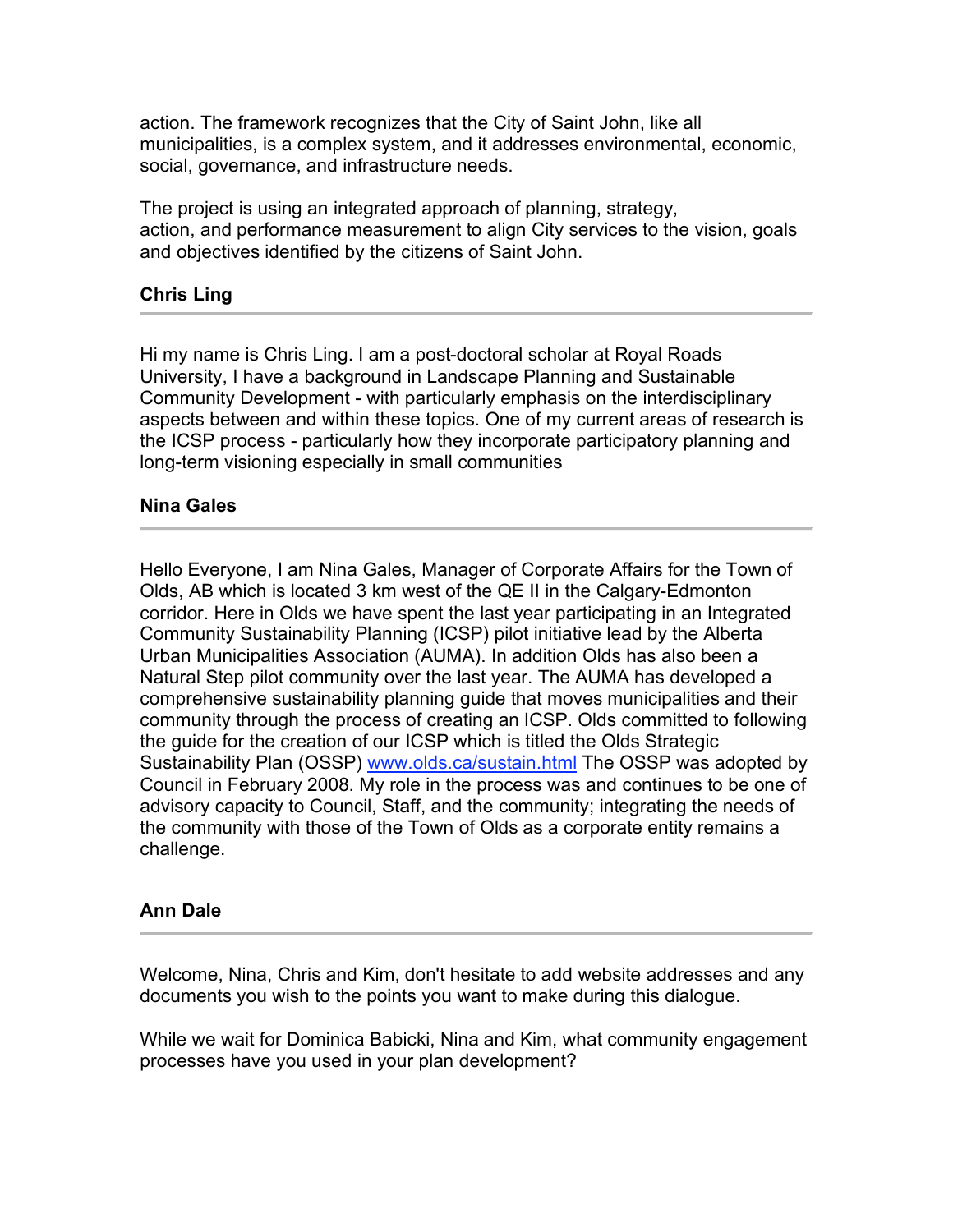action. The framework recognizes that the City of Saint John, like all municipalities, is a complex system, and it addresses environmental, economic, social, governance, and infrastructure needs.

The project is using an integrated approach of planning, strategy, action, and performance measurement to align City services to the vision, goals and objectives identified by the citizens of Saint John.

**Chris Ling**

---

Hi my name is Chris Ling. I am a post-doctoral scholar at Royal Roads University, I have a background in Landscape Planning and Sustainable Community Development - with particularly emphasis on the interdisciplinary aspects between and within these topics. One of my current areas of research is the ICSP process - particularly how they incorporate participatory planning and long-term visioning especially in small communities

**Nina Gales**

---

Hello Everyone, I am Nina Gales, Manager of Corporate Affairs for the Town of Olds, AB which is located 3 km west of the QE II in the Calgary-Edmonton corridor. Here in Olds we have spent the last year participating in an Integrated Community Sustainability Planning (ICSP) pilot initiative lead by the Alberta Urban Municipalities Association (AUMA). In addition Olds has also been a Natural Step pilot community over the last year. The AUMA has developed a comprehensive sustainability planning guide that moves municipalities and their community through the process of creating an ICSP. Olds committed to following the guide for the creation of our ICSP which is titled the Olds Strategic Sustainability Plan (OSSP) [www.olds.ca/sustain.html](www.olds.ca/sustain.html) The OSSP was adopted by Council in February 2008. My role in the process was and continues to be one of advisory capacity to Council, Staff, and the community; integrating the needs of the community with those of the Town of Olds as a corporate entity remains a challenge.

**Ann Dale**

---

Welcome, Nina, Chris and Kim, don't hesitate to add website addresses and any documents you wish to the points you want to make during this dialogue.

While we wait for Dominica Babicki, Nina and Kim, what community engagement processes have you used in your plan development?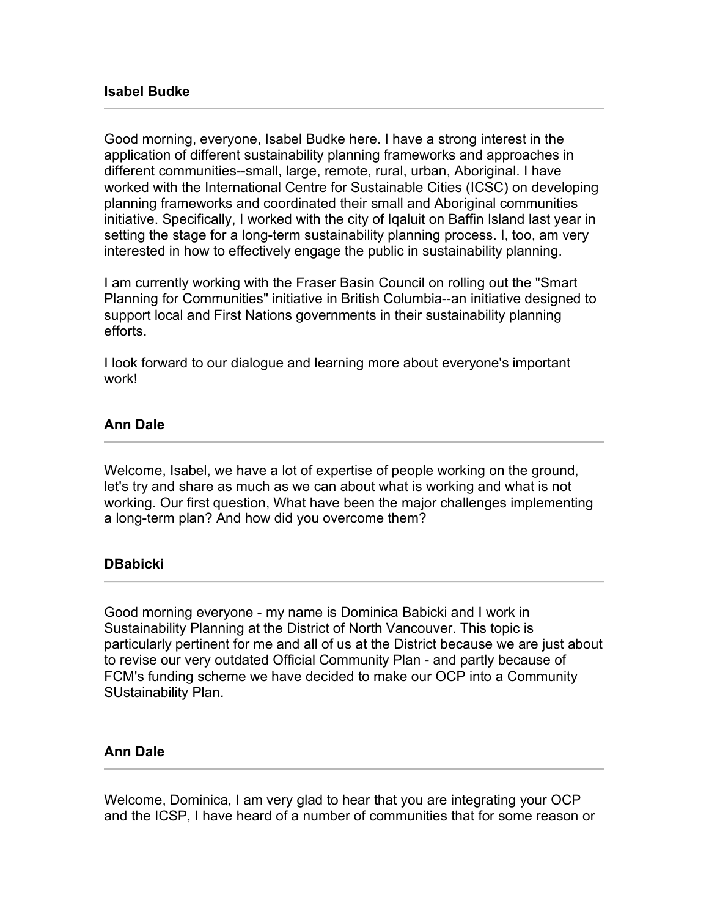**Isabel Budke**

---

Good morning, everyone, Isabel Budke here. I have a strong interest in the application of different sustainability planning frameworks and approaches in different communities--small, large, remote, rural, urban, Aboriginal. I have worked with the International Centre for Sustainable Cities (ICSC) on developing planning frameworks and coordinated their small and Aboriginal communities initiative. Specifically, I worked with the city of Iqaluit on Baffin Island last year in setting the stage for a long-term sustainability planning process. I, too, am very interested in how to effectively engage the public in sustainability planning.

I am currently working with the Fraser Basin Council on rolling out the "Smart Planning for Communities" initiative in British Columbia--an initiative designed to support local and First Nations governments in their sustainability planning efforts.

I look forward to our dialogue and learning more about everyone's important work!

**Ann Dale**

---

Welcome, Isabel, we have a lot of expertise of people working on the ground, let's try and share as much as we can about what is working and what is not working. Our first question, What have been the major challenges implementing a long-term plan? And how did you overcome them?

**DBabicki**

---

Good morning everyone - my name is Dominica Babicki and I work in Sustainability Planning at the District of North Vancouver. This topic is particularly pertinent for me and all of us at the District because we are just about to revise our very outdated Official Community Plan - and partly because of FCM's funding scheme we have decided to make our OCP into a Community SUstainability Plan.

**Ann Dale**

---

Welcome, Dominica, I am very glad to hear that you are integrating your OCP and the ICSP, I have heard of a number of communities that for some reason or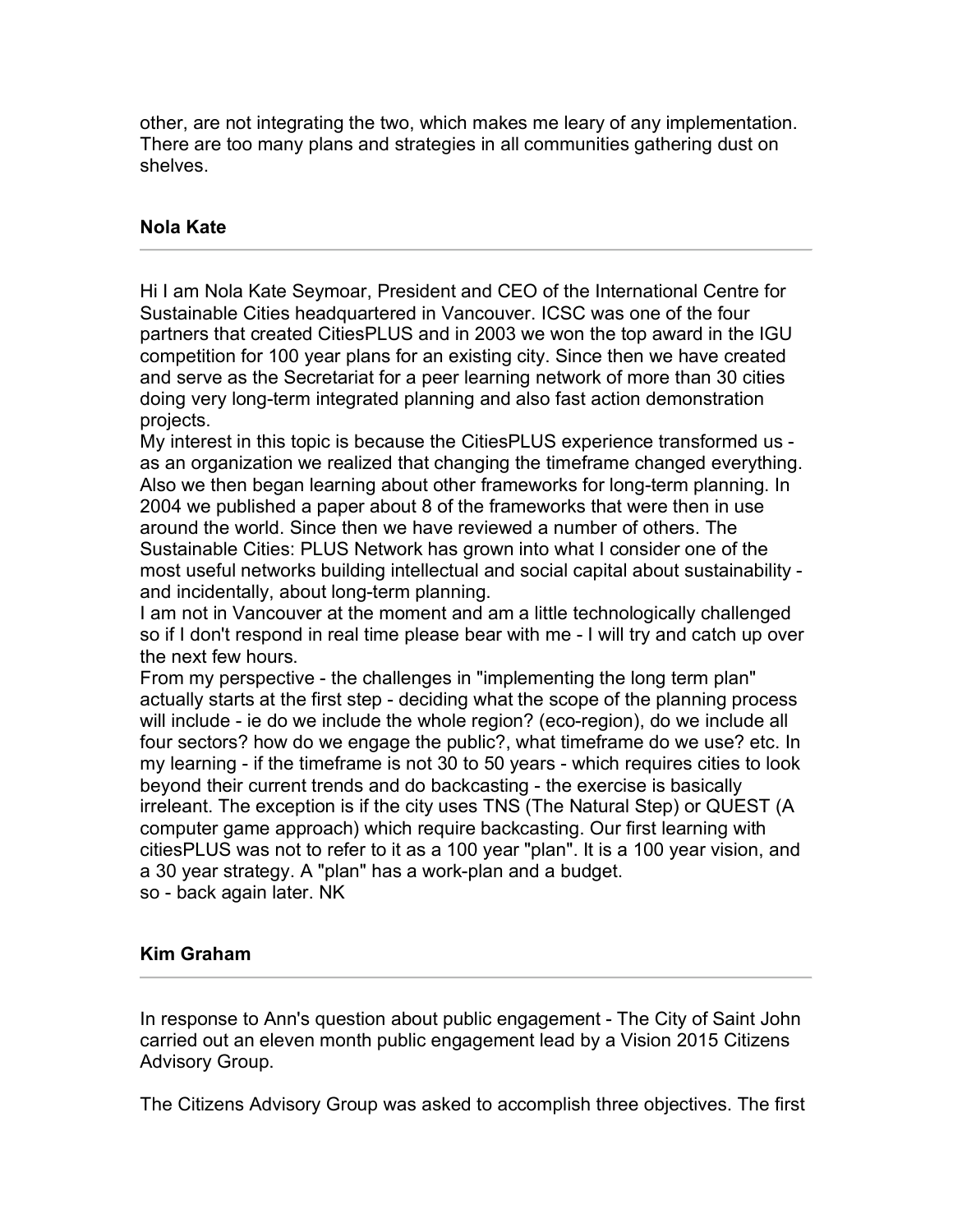other, are not integrating the two, which makes me leary of any implementation. There are too many plans and strategies in all communities gathering dust on shelves.

**Nola Kate**

---

Hi I am Nola Kate Seymoar, President and CEO of the International Centre for Sustainable Cities headquartered in Vancouver. ICSC was one of the four partners that created CitiesPLUS and in 2003 we won the top award in the IGU competition for 100 year plans for an existing city. Since then we have created and serve as the Secretariat for a peer learning network of more than 30 cities doing very long-term integrated planning and also fast action demonstration projects.
My interest in this topic is because the CitiesPLUS experience transformed us - as an organization we realized that changing the timeframe changed everything. Also we then began learning about other frameworks for long-term planning. In 2004 we published a paper about 8 of the frameworks that were then in use around the world. Since then we have reviewed a number of others. The Sustainable Cities: PLUS Network has grown into what I consider one of the most useful networks building intellectual and social capital about sustainability - and incidentally, about long-term planning.
I am not in Vancouver at the moment and am a little technologically challenged so if I don't respond in real time please bear with me - I will try and catch up over the next few hours.
From my perspective - the challenges in "implementing the long term plan" actually starts at the first step - deciding what the scope of the planning process will include - ie do we include the whole region? (eco-region), do we include all four sectors? how do we engage the public?, what timeframe do we use? etc. In my learning - if the timeframe is not 30 to 50 years - which requires cities to look beyond their current trends and do backcasting - the exercise is basically irreleant. The exception is if the city uses TNS (The Natural Step) or QUEST (A computer game approach) which require backcasting. Our first learning with citiesPLUS was not to refer to it as a 100 year "plan". It is a 100 year vision, and a 30 year strategy. A "plan" has a work-plan and a budget.
so - back again later. NK

**Kim Graham**

---

In response to Ann's question about public engagement - The City of Saint John carried out an eleven month public engagement lead by a Vision 2015 Citizens Advisory Group.

The Citizens Advisory Group was asked to accomplish three objectives. The first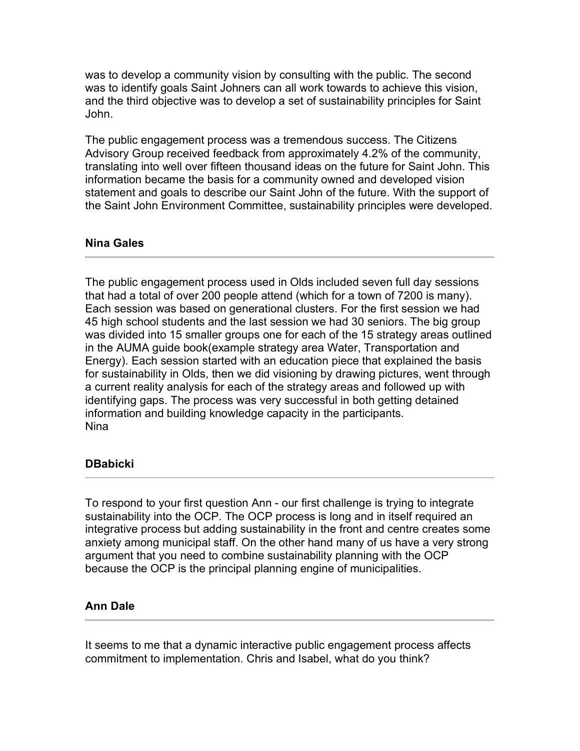was to develop a community vision by consulting with the public. The second was to identify goals Saint Johners can all work towards to achieve this vision, and the third objective was to develop a set of sustainability principles for Saint John.

The public engagement process was a tremendous success. The Citizens Advisory Group received feedback from approximately 4.2% of the community, translating into well over fifteen thousand ideas on the future for Saint John. This information became the basis for a community owned and developed vision statement and goals to describe our Saint John of the future. With the support of the Saint John Environment Committee, sustainability principles were developed.

**Nina Gales**

---

The public engagement process used in Olds included seven full day sessions that had a total of over 200 people attend (which for a town of 7200 is many). Each session was based on generational clusters. For the first session we had 45 high school students and the last session we had 30 seniors. The big group was divided into 15 smaller groups one for each of the 15 strategy areas outlined in the AUMA guide book(example strategy area Water, Transportation and Energy). Each session started with an education piece that explained the basis for sustainability in Olds, then we did visioning by drawing pictures, went through a current reality analysis for each of the strategy areas and followed up with identifying gaps. The process was very successful in both getting detained information and building knowledge capacity in the participants.
Nina

**DBabicki**

---

To respond to your first question Ann - our first challenge is trying to integrate sustainability into the OCP. The OCP process is long and in itself required an integrative process but adding sustainability in the front and centre creates some anxiety among municipal staff. On the other hand many of us have a very strong argument that you need to combine sustainability planning with the OCP because the OCP is the principal planning engine of municipalities.

**Ann Dale**

---

It seems to me that a dynamic interactive public engagement process affects commitment to implementation. Chris and Isabel, what do you think?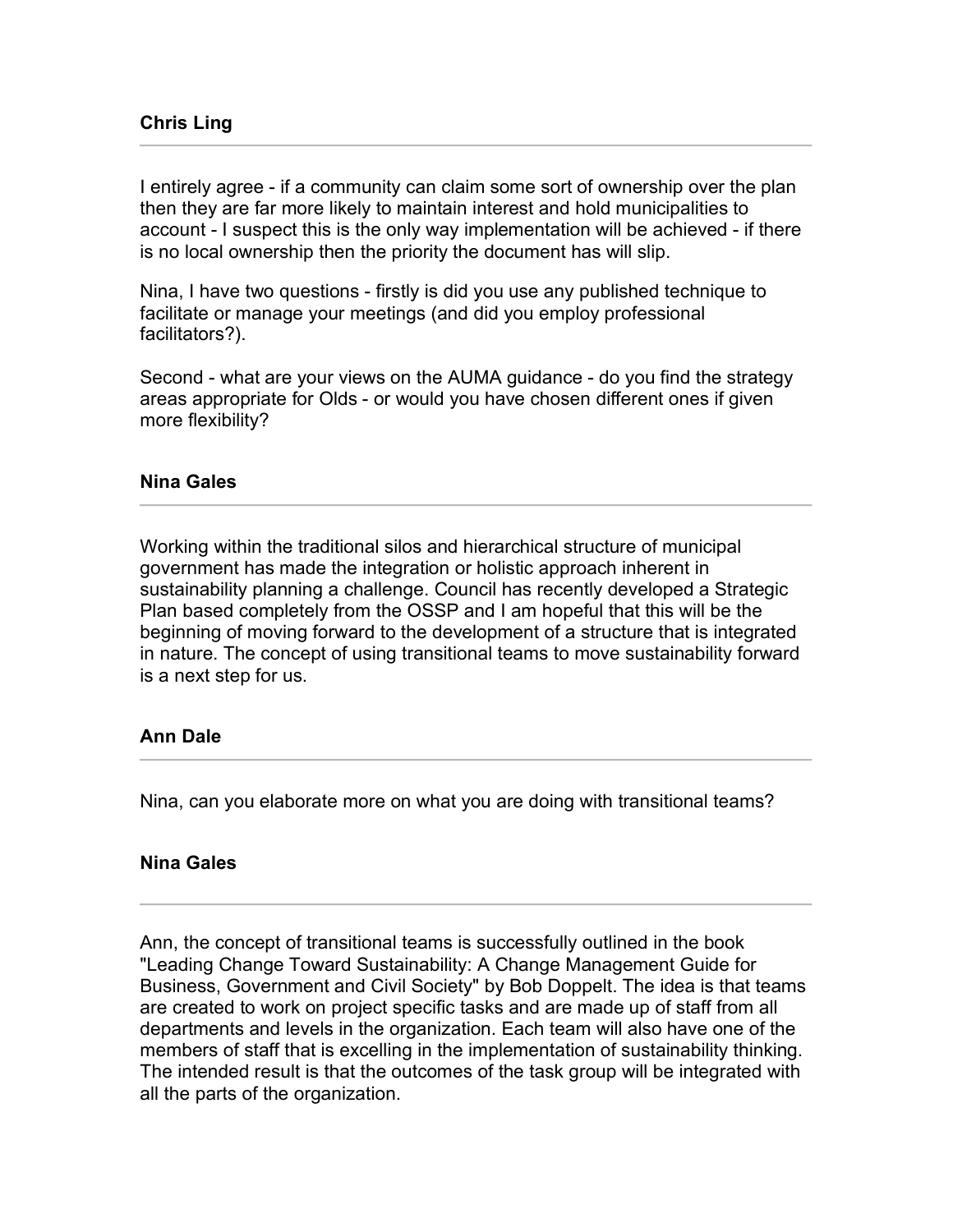**Chris Ling**

---

I entirely agree - if a community can claim some sort of ownership over the plan then they are far more likely to maintain interest and hold municipalities to account - I suspect this is the only way implementation will be achieved - if there is no local ownership then the priority the document has will slip.

Nina, I have two questions - firstly is did you use any published technique to facilitate or manage your meetings (and did you employ professional facilitators?).

Second - what are your views on the AUMA guidance - do you find the strategy areas appropriate for Olds - or would you have chosen different ones if given more flexibility?

**Nina Gales**

---

Working within the traditional silos and hierarchical structure of municipal government has made the integration or holistic approach inherent in sustainability planning a challenge. Council has recently developed a Strategic Plan based completely from the OSSP and I am hopeful that this will be the beginning of moving forward to the development of a structure that is integrated in nature. The concept of using transitional teams to move sustainability forward is a next step for us.

**Ann Dale**

---

Nina, can you elaborate more on what you are doing with transitional teams?

**Nina Gales**

---

Ann, the concept of transitional teams is successfully outlined in the book "Leading Change Toward Sustainability: A Change Management Guide for Business, Government and Civil Society" by Bob Doppelt. The idea is that teams are created to work on project specific tasks and are made up of staff from all departments and levels in the organization. Each team will also have one of the members of staff that is excelling in the implementation of sustainability thinking. The intended result is that the outcomes of the task group will be integrated with all the parts of the organization.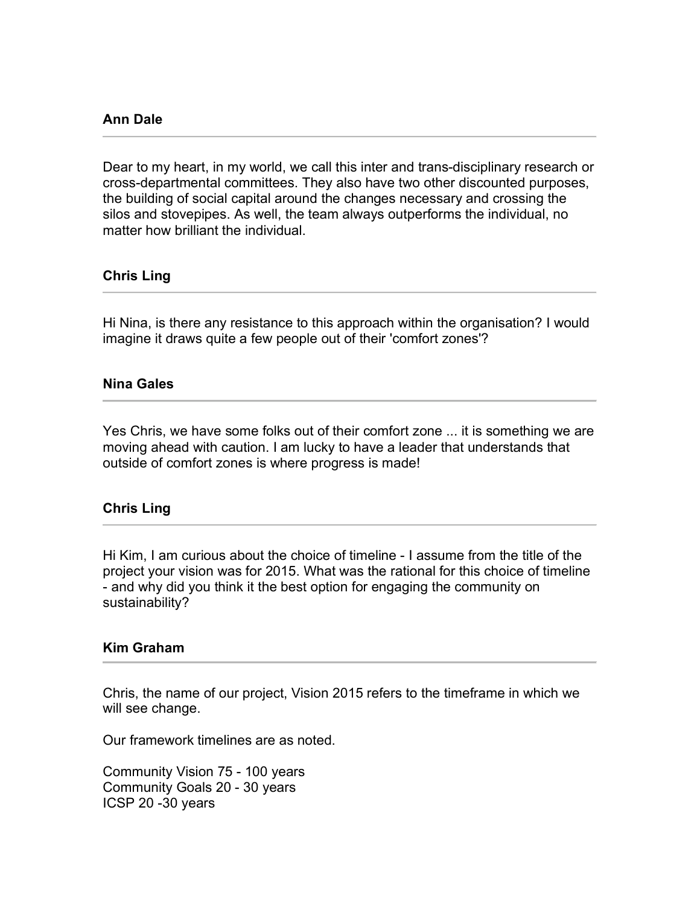**Ann Dale**

---

Dear to my heart, in my world, we call this inter and trans-disciplinary research or cross-departmental committees. They also have two other discounted purposes, the building of social capital around the changes necessary and crossing the silos and stovepipes. As well, the team always outperforms the individual, no matter how brilliant the individual.

**Chris Ling**

---

Hi Nina, is there any resistance to this approach within the organisation? I would imagine it draws quite a few people out of their 'comfort zones'?

**Nina Gales**

---

Yes Chris, we have some folks out of their comfort zone ... it is something we are moving ahead with caution. I am lucky to have a leader that understands that outside of comfort zones is where progress is made!

**Chris Ling**

---

Hi Kim, I am curious about the choice of timeline - I assume from the title of the project your vision was for 2015. What was the rational for this choice of timeline - and why did you think it the best option for engaging the community on sustainability?

**Kim Graham**

---

Chris, the name of our project, Vision 2015 refers to the timeframe in which we will see change.

Our framework timelines are as noted.

Community Vision 75 - 100 years
Community Goals 20 - 30 years
ICSP 20 -30 years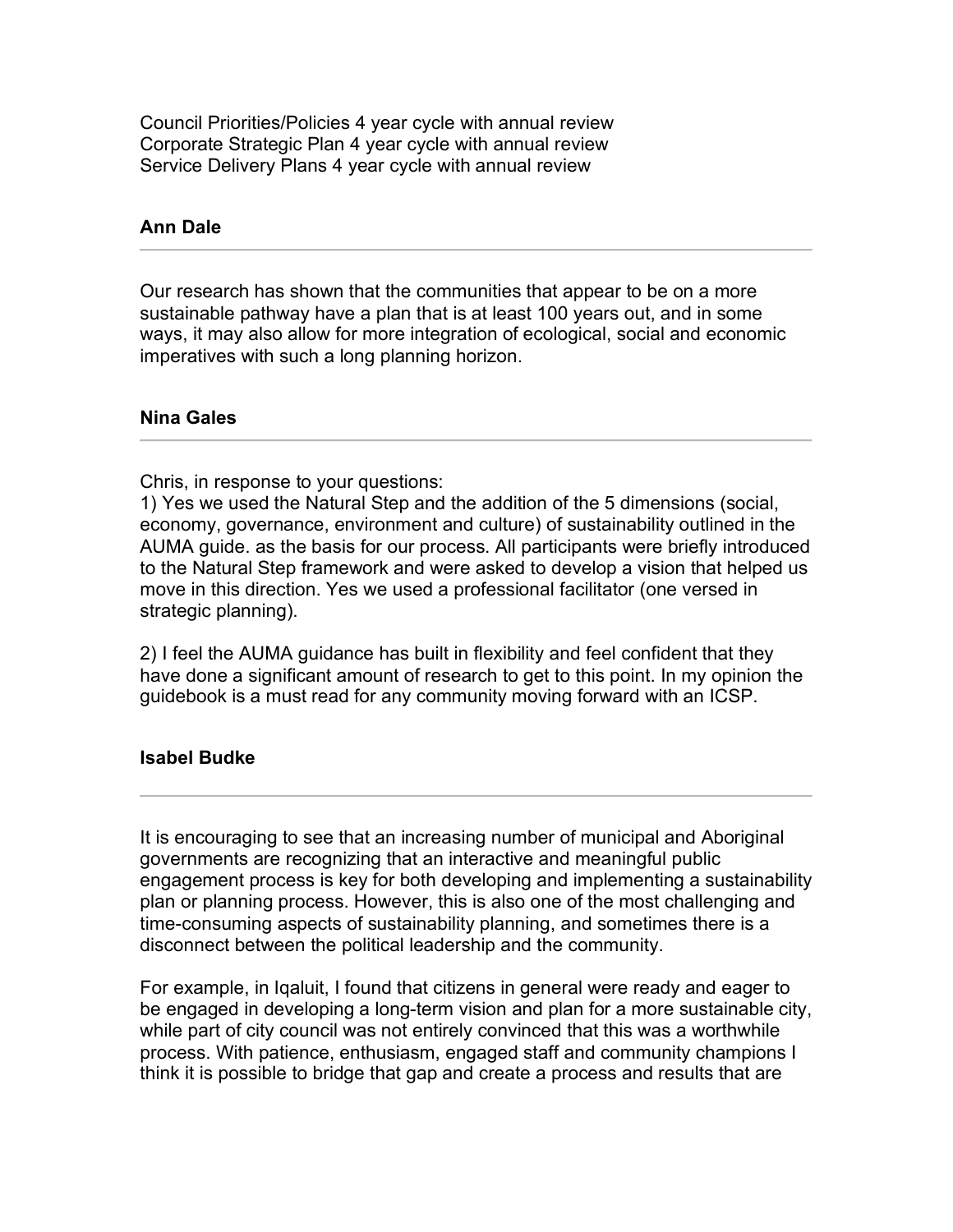Council Priorities/Policies 4 year cycle with annual review
Corporate Strategic Plan 4 year cycle with annual review
Service Delivery Plans 4 year cycle with annual review

**Ann Dale**

---

Our research has shown that the communities that appear to be on a more sustainable pathway have a plan that is at least 100 years out, and in some ways, it may also allow for more integration of ecological, social and economic imperatives with such a long planning horizon.

**Nina Gales**

---

Chris, in response to your questions:
1) Yes we used the Natural Step and the addition of the 5 dimensions (social, economy, governance, environment and culture) of sustainability outlined in the AUMA guide. as the basis for our process. All participants were briefly introduced to the Natural Step framework and were asked to develop a vision that helped us move in this direction. Yes we used a professional facilitator (one versed in strategic planning).

2) I feel the AUMA guidance has built in flexibility and feel confident that they have done a significant amount of research to get to this point. In my opinion the guidebook is a must read for any community moving forward with an ICSP.

**Isabel Budke**

---

It is encouraging to see that an increasing number of municipal and Aboriginal governments are recognizing that an interactive and meaningful public engagement process is key for both developing and implementing a sustainability plan or planning process. However, this is also one of the most challenging and time-consuming aspects of sustainability planning, and sometimes there is a disconnect between the political leadership and the community.

For example, in Iqaluit, I found that citizens in general were ready and eager to be engaged in developing a long-term vision and plan for a more sustainable city, while part of city council was not entirely convinced that this was a worthwhile process. With patience, enthusiasm, engaged staff and community champions I think it is possible to bridge that gap and create a process and results that are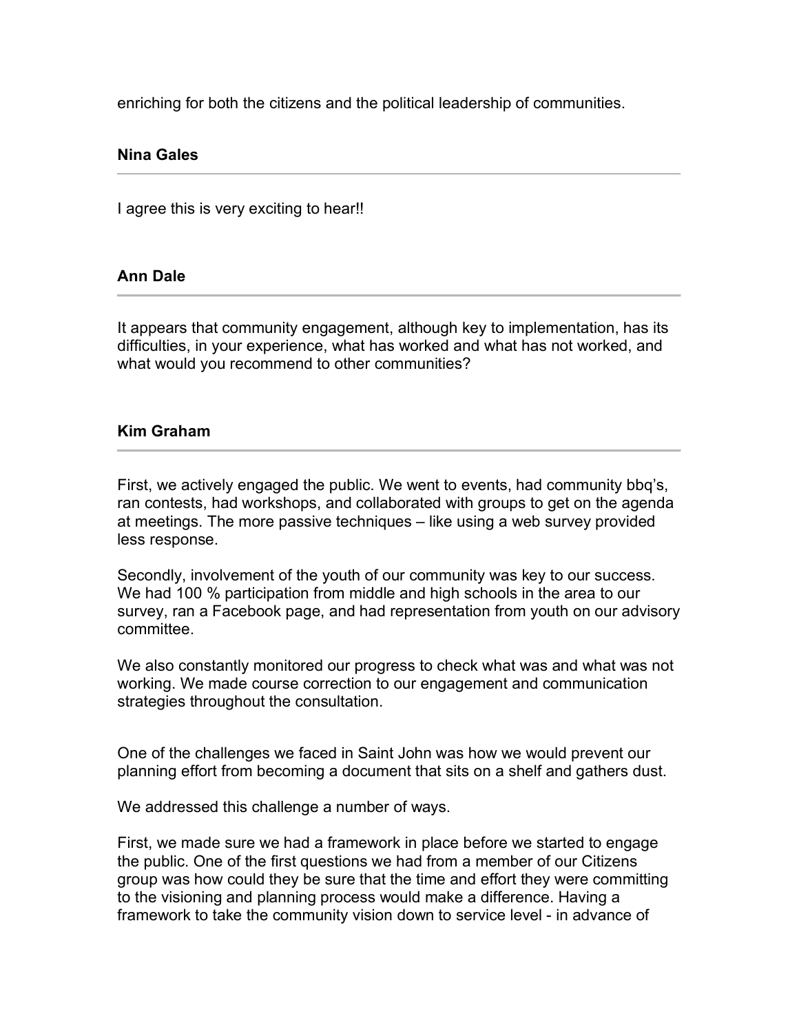enriching for both the citizens and the political leadership of communities.

**Nina Gales**

---

I agree this is very exciting to hear!!

**Ann Dale**

---

It appears that community engagement, although key to implementation, has its difficulties, in your experience, what has worked and what has not worked, and what would you recommend to other communities?

**Kim Graham**

---

First, we actively engaged the public. We went to events, had community bbq's, ran contests, had workshops, and collaborated with groups to get on the agenda at meetings. The more passive techniques – like using a web survey provided less response.

Secondly, involvement of the youth of our community was key to our success. We had 100 % participation from middle and high schools in the area to our survey, ran a Facebook page, and had representation from youth on our advisory committee.

We also constantly monitored our progress to check what was and what was not working. We made course correction to our engagement and communication strategies throughout the consultation.

One of the challenges we faced in Saint John was how we would prevent our planning effort from becoming a document that sits on a shelf and gathers dust.

We addressed this challenge a number of ways.

First, we made sure we had a framework in place before we started to engage the public. One of the first questions we had from a member of our Citizens group was how could they be sure that the time and effort they were committing to the visioning and planning process would make a difference. Having a framework to take the community vision down to service level - in advance of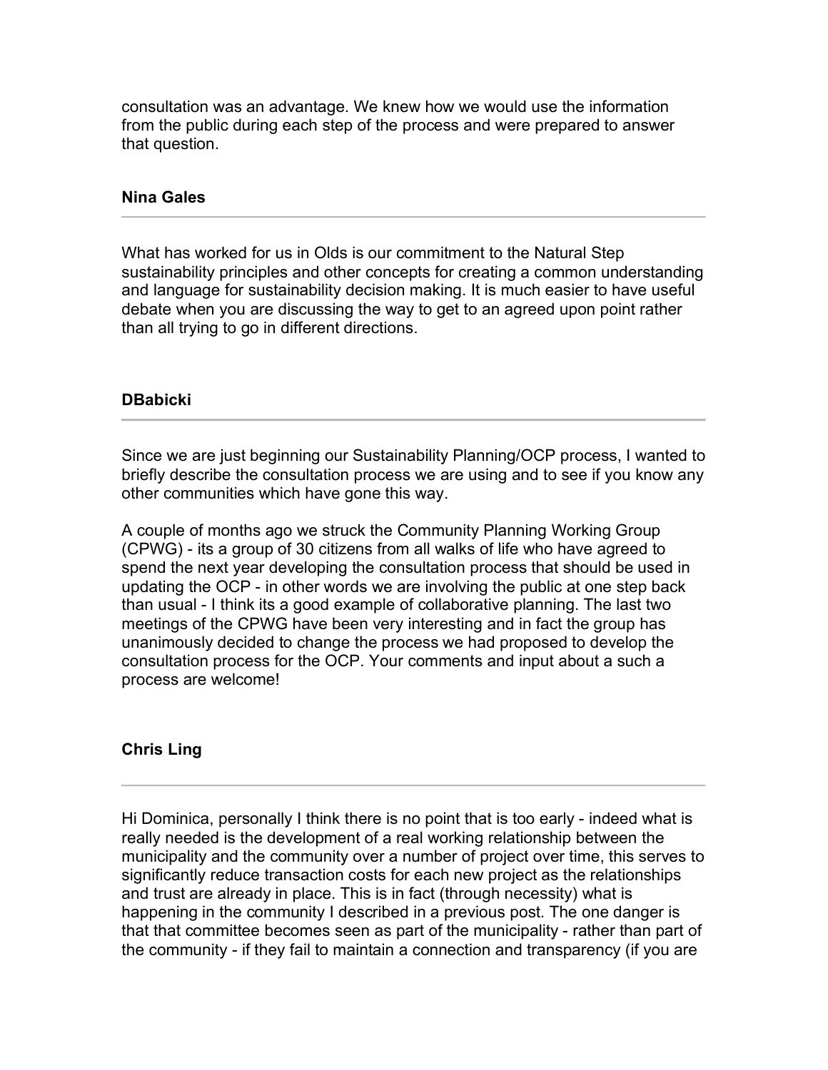consultation was an advantage. We knew how we would use the information from the public during each step of the process and were prepared to answer that question.

**Nina Gales**

---

What has worked for us in Olds is our commitment to the Natural Step sustainability principles and other concepts for creating a common understanding and language for sustainability decision making. It is much easier to have useful debate when you are discussing the way to get to an agreed upon point rather than all trying to go in different directions.

**DBabicki**

---

Since we are just beginning our Sustainability Planning/OCP process, I wanted to briefly describe the consultation process we are using and to see if you know any other communities which have gone this way.

A couple of months ago we struck the Community Planning Working Group (CPWG) - its a group of 30 citizens from all walks of life who have agreed to spend the next year developing the consultation process that should be used in updating the OCP - in other words we are involving the public at one step back than usual - I think its a good example of collaborative planning. The last two meetings of the CPWG have been very interesting and in fact the group has unanimously decided to change the process we had proposed to develop the consultation process for the OCP. Your comments and input about a such a process are welcome!

**Chris Ling**

---

Hi Dominica, personally I think there is no point that is too early - indeed what is really needed is the development of a real working relationship between the municipality and the community over a number of project over time, this serves to significantly reduce transaction costs for each new project as the relationships and trust are already in place. This is in fact (through necessity) what is happening in the community I described in a previous post. The one danger is that that committee becomes seen as part of the municipality - rather than part of the community - if they fail to maintain a connection and transparency (if you are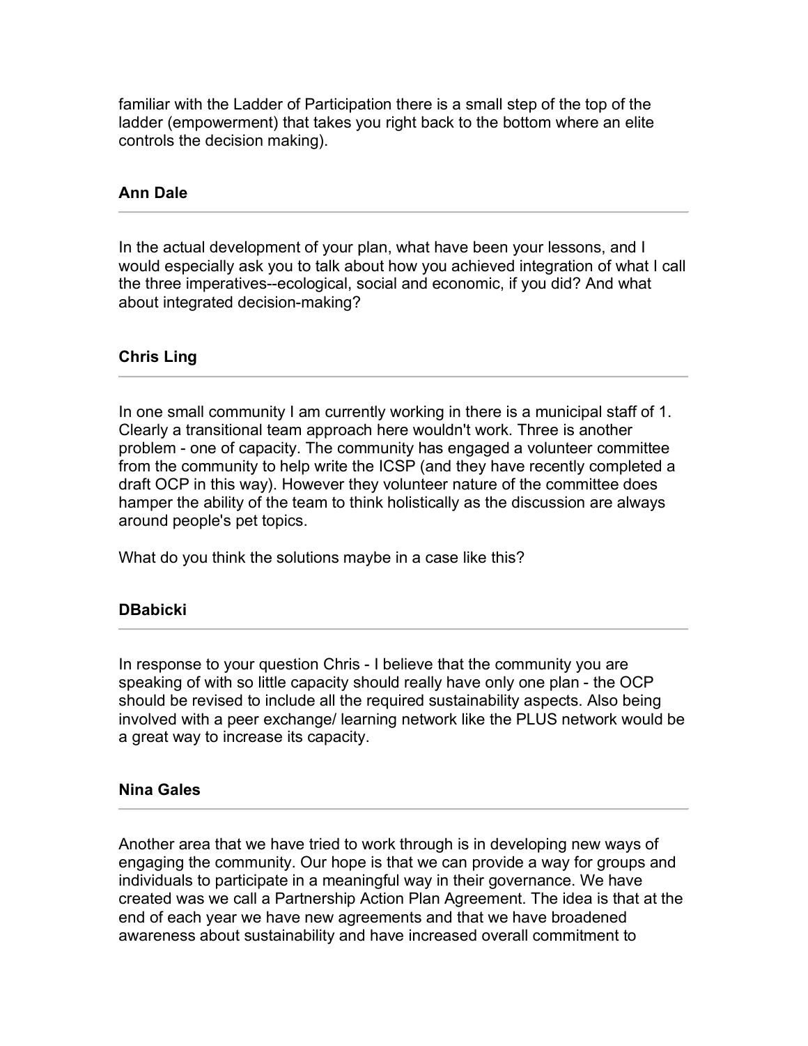familiar with the Ladder of Participation there is a small step of the top of the ladder (empowerment) that takes you right back to the bottom where an elite controls the decision making).

**Ann Dale**

---

In the actual development of your plan, what have been your lessons, and I would especially ask you to talk about how you achieved integration of what I call the three imperatives--ecological, social and economic, if you did? And what about integrated decision-making?

**Chris Ling**

---

In one small community I am currently working in there is a municipal staff of 1. Clearly a transitional team approach here wouldn't work. Three is another problem - one of capacity. The community has engaged a volunteer committee from the community to help write the ICSP (and they have recently completed a draft OCP in this way). However they volunteer nature of the committee does hamper the ability of the team to think holistically as the discussion are always around people's pet topics.

What do you think the solutions maybe in a case like this?

**DBabicki**

---

In response to your question Chris - I believe that the community you are speaking of with so little capacity should really have only one plan - the OCP should be revised to include all the required sustainability aspects. Also being involved with a peer exchange/ learning network like the PLUS network would be a great way to increase its capacity.

**Nina Gales**

---

Another area that we have tried to work through is in developing new ways of engaging the community. Our hope is that we can provide a way for groups and individuals to participate in a meaningful way in their governance. We have created was we call a Partnership Action Plan Agreement. The idea is that at the end of each year we have new agreements and that we have broadened awareness about sustainability and have increased overall commitment to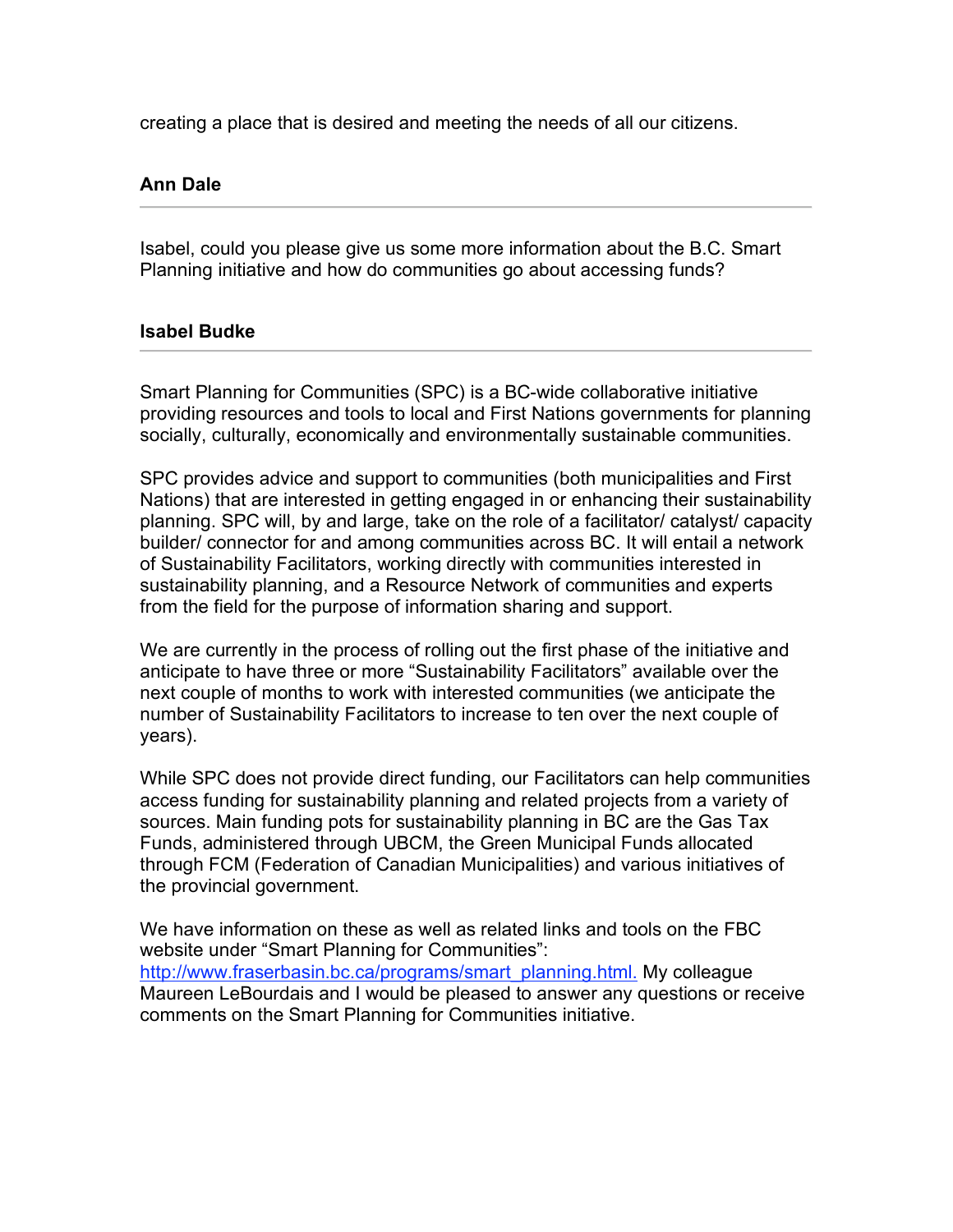creating a place that is desired and meeting the needs of all our citizens.

**Ann Dale**

---

Isabel, could you please give us some more information about the B.C. Smart Planning initiative and how do communities go about accessing funds?

**Isabel Budke**

---

Smart Planning for Communities (SPC) is a BC-wide collaborative initiative providing resources and tools to local and First Nations governments for planning socially, culturally, economically and environmentally sustainable communities.

SPC provides advice and support to communities (both municipalities and First Nations) that are interested in getting engaged in or enhancing their sustainability planning. SPC will, by and large, take on the role of a facilitator/ catalyst/ capacity builder/ connector for and among communities across BC. It will entail a network of Sustainability Facilitators, working directly with communities interested in sustainability planning, and a Resource Network of communities and experts from the field for the purpose of information sharing and support.

We are currently in the process of rolling out the first phase of the initiative and anticipate to have three or more "Sustainability Facilitators" available over the next couple of months to work with interested communities (we anticipate the number of Sustainability Facilitators to increase to ten over the next couple of years).

While SPC does not provide direct funding, our Facilitators can help communities access funding for sustainability planning and related projects from a variety of sources. Main funding pots for sustainability planning in BC are the Gas Tax Funds, administered through UBCM, the Green Municipal Funds allocated through FCM (Federation of Canadian Municipalities) and various initiatives of the provincial government.

We have information on these as well as related links and tools on the FBC website under "Smart Planning for Communities": [http://www.fraserbasin.bc.ca/programs/smart_planning.html.](http://www.fraserbasin.bc.ca/programs/smart_planning.html) My colleague Maureen LeBourdais and I would be pleased to answer any questions or receive comments on the Smart Planning for Communities initiative.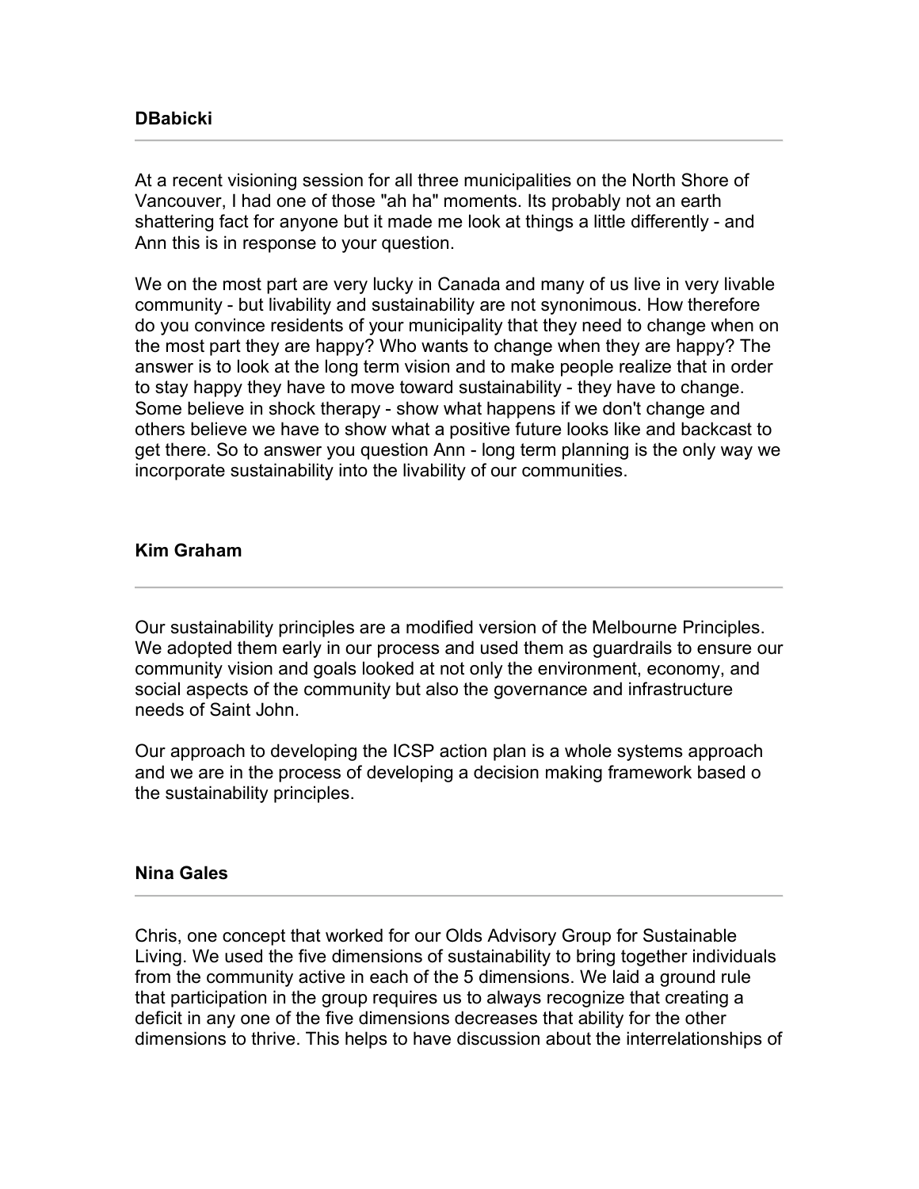**DBabicki**

---

At a recent visioning session for all three municipalities on the North Shore of Vancouver, I had one of those "ah ha" moments. Its probably not an earth shattering fact for anyone but it made me look at things a little differently - and Ann this is in response to your question.

We on the most part are very lucky in Canada and many of us live in very livable community - but livability and sustainability are not synonimous. How therefore do you convince residents of your municipality that they need to change when on the most part they are happy? Who wants to change when they are happy? The answer is to look at the long term vision and to make people realize that in order to stay happy they have to move toward sustainability - they have to change. Some believe in shock therapy - show what happens if we don't change and others believe we have to show what a positive future looks like and backcast to get there. So to answer you question Ann - long term planning is the only way we incorporate sustainability into the livability of our communities.

**Kim Graham**

---

Our sustainability principles are a modified version of the Melbourne Principles. We adopted them early in our process and used them as guardrails to ensure our community vision and goals looked at not only the environment, economy, and social aspects of the community but also the governance and infrastructure needs of Saint John.

Our approach to developing the ICSP action plan is a whole systems approach and we are in the process of developing a decision making framework based o the sustainability principles.

**Nina Gales**

---

Chris, one concept that worked for our Olds Advisory Group for Sustainable Living. We used the five dimensions of sustainability to bring together individuals from the community active in each of the 5 dimensions. We laid a ground rule that participation in the group requires us to always recognize that creating a deficit in any one of the five dimensions decreases that ability for the other dimensions to thrive. This helps to have discussion about the interrelationships of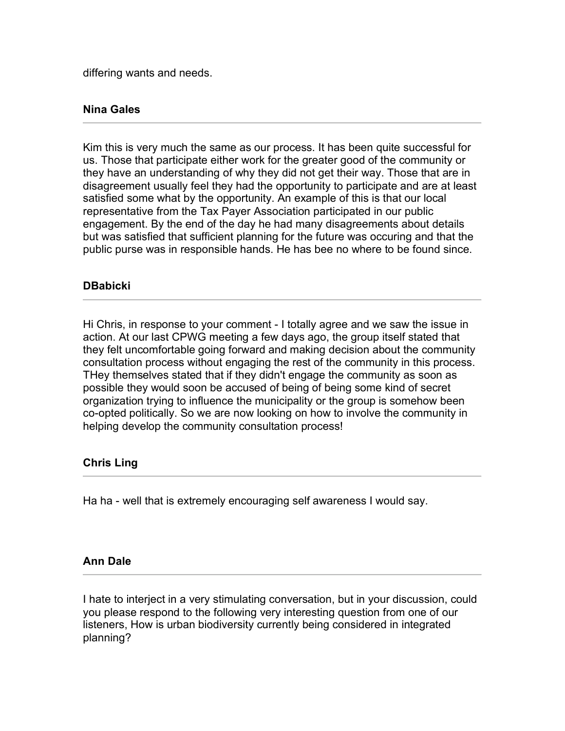differing wants and needs.

**Nina Gales**

---

Kim this is very much the same as our process. It has been quite successful for us. Those that participate either work for the greater good of the community or they have an understanding of why they did not get their way. Those that are in disagreement usually feel they had the opportunity to participate and are at least satisfied some what by the opportunity. An example of this is that our local representative from the Tax Payer Association participated in our public engagement. By the end of the day he had many disagreements about details but was satisfied that sufficient planning for the future was occuring and that the public purse was in responsible hands. He has bee no where to be found since.

**DBabicki**

---

Hi Chris, in response to your comment - I totally agree and we saw the issue in action. At our last CPWG meeting a few days ago, the group itself stated that they felt uncomfortable going forward and making decision about the community consultation process without engaging the rest of the community in this process. THey themselves stated that if they didn't engage the community as soon as possible they would soon be accused of being of being some kind of secret organization trying to influence the municipality or the group is somehow been co-opted politically. So we are now looking on how to involve the community in helping develop the community consultation process!

**Chris Ling**

---

Ha ha - well that is extremely encouraging self awareness I would say.

**Ann Dale**

---

I hate to interject in a very stimulating conversation, but in your discussion, could you please respond to the following very interesting question from one of our listeners, How is urban biodiversity currently being considered in integrated planning?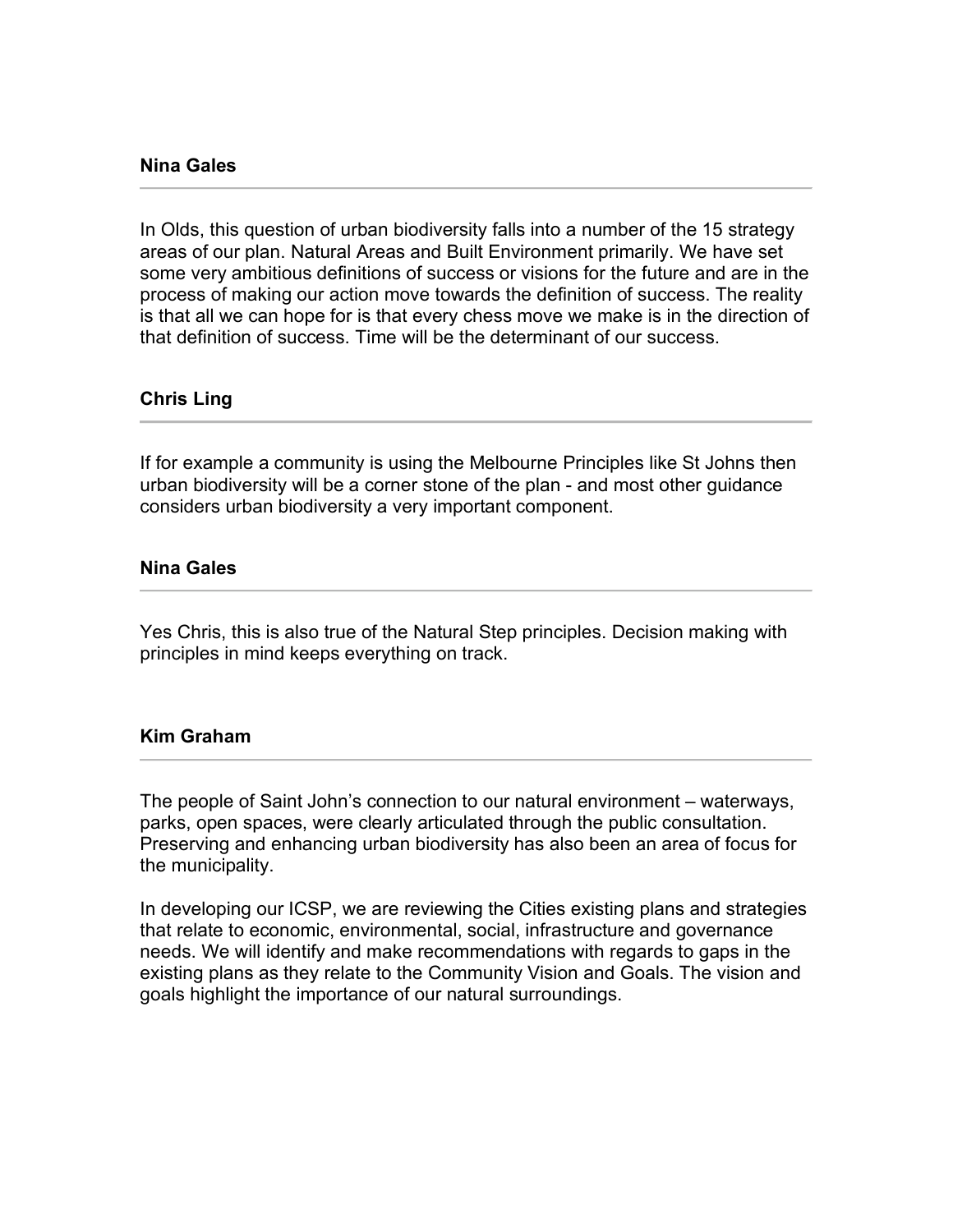**Nina Gales**

---

In Olds, this question of urban biodiversity falls into a number of the 15 strategy areas of our plan. Natural Areas and Built Environment primarily. We have set some very ambitious definitions of success or visions for the future and are in the process of making our action move towards the definition of success. The reality is that all we can hope for is that every chess move we make is in the direction of that definition of success. Time will be the determinant of our success.

**Chris Ling**

---

If for example a community is using the Melbourne Principles like St Johns then urban biodiversity will be a corner stone of the plan - and most other guidance considers urban biodiversity a very important component.

**Nina Gales**

---

Yes Chris, this is also true of the Natural Step principles. Decision making with principles in mind keeps everything on track.

**Kim Graham**

---

The people of Saint John's connection to our natural environment – waterways, parks, open spaces, were clearly articulated through the public consultation. Preserving and enhancing urban biodiversity has also been an area of focus for the municipality.

In developing our ICSP, we are reviewing the Cities existing plans and strategies that relate to economic, environmental, social, infrastructure and governance needs. We will identify and make recommendations with regards to gaps in the existing plans as they relate to the Community Vision and Goals. The vision and goals highlight the importance of our natural surroundings.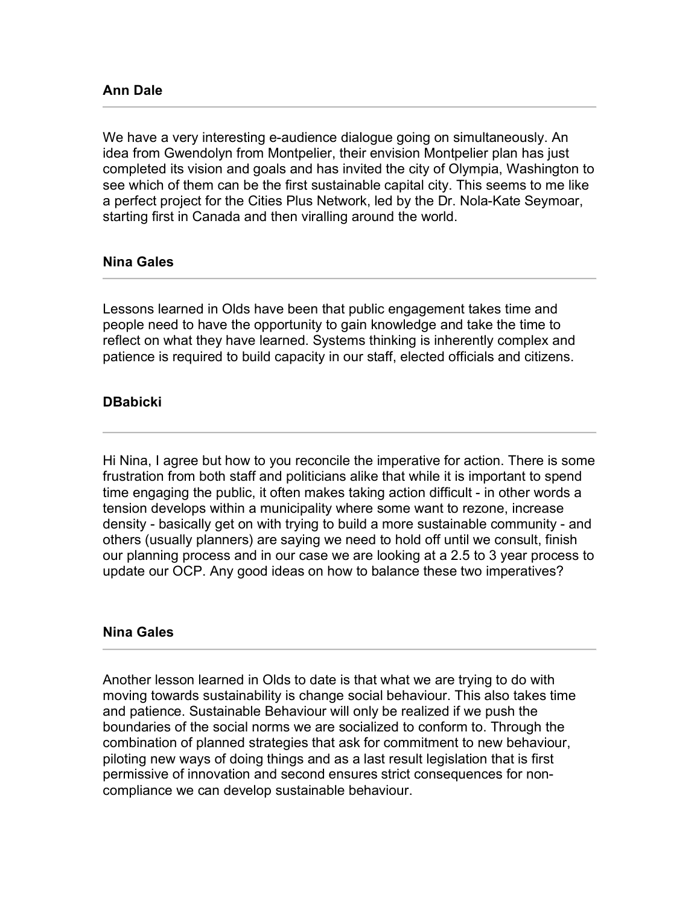**Ann Dale**

---

We have a very interesting e-audience dialogue going on simultaneously. An idea from Gwendolyn from Montpelier, their envision Montpelier plan has just completed its vision and goals and has invited the city of Olympia, Washington to see which of them can be the first sustainable capital city. This seems to me like a perfect project for the Cities Plus Network, led by the Dr. Nola-Kate Seymoar, starting first in Canada and then viralling around the world.

**Nina Gales**

---

Lessons learned in Olds have been that public engagement takes time and people need to have the opportunity to gain knowledge and take the time to reflect on what they have learned. Systems thinking is inherently complex and patience is required to build capacity in our staff, elected officials and citizens.

**DBabicki**

---

Hi Nina, I agree but how to you reconcile the imperative for action. There is some frustration from both staff and politicians alike that while it is important to spend time engaging the public, it often makes taking action difficult - in other words a tension develops within a municipality where some want to rezone, increase density - basically get on with trying to build a more sustainable community - and others (usually planners) are saying we need to hold off until we consult, finish our planning process and in our case we are looking at a 2.5 to 3 year process to update our OCP. Any good ideas on how to balance these two imperatives?

**Nina Gales**

---

Another lesson learned in Olds to date is that what we are trying to do with moving towards sustainability is change social behaviour. This also takes time and patience. Sustainable Behaviour will only be realized if we push the boundaries of the social norms we are socialized to conform to. Through the combination of planned strategies that ask for commitment to new behaviour, piloting new ways of doing things and as a last result legislation that is first permissive of innovation and second ensures strict consequences for non-compliance we can develop sustainable behaviour.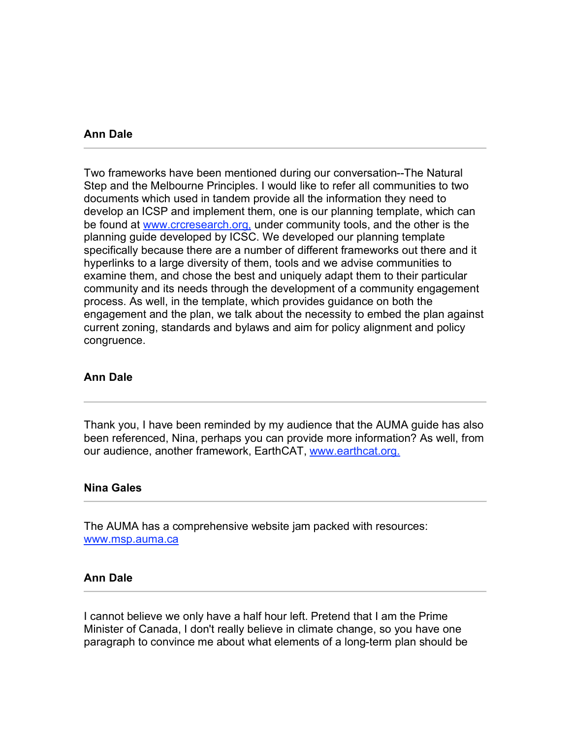**Ann Dale**

---

Two frameworks have been mentioned during our conversation--The Natural Step and the Melbourne Principles. I would like to refer all communities to two documents which used in tandem provide all the information they need to develop an ICSP and implement them, one is our planning template, which can be found at www.crcresearch.org, under community tools, and the other is the planning guide developed by ICSC. We developed our planning template specifically because there are a number of different frameworks out there and it hyperlinks to a large diversity of them, tools and we advise communities to examine them, and chose the best and uniquely adapt them to their particular community and its needs through the development of a community engagement process. As well, in the template, which provides guidance on both the engagement and the plan, we talk about the necessity to embed the plan against current zoning, standards and bylaws and aim for policy alignment and policy congruence.

**Ann Dale**

---

Thank you, I have been reminded by my audience that the AUMA guide has also been referenced, Nina, perhaps you can provide more information? As well, from our audience, another framework, EarthCAT, www.earthcat.org.

**Nina Gales**

---

The AUMA has a comprehensive website jam packed with resources: www.msp.auma.ca

**Ann Dale**

---

I cannot believe we only have a half hour left. Pretend that I am the Prime Minister of Canada, I don't really believe in climate change, so you have one paragraph to convince me about what elements of a long-term plan should be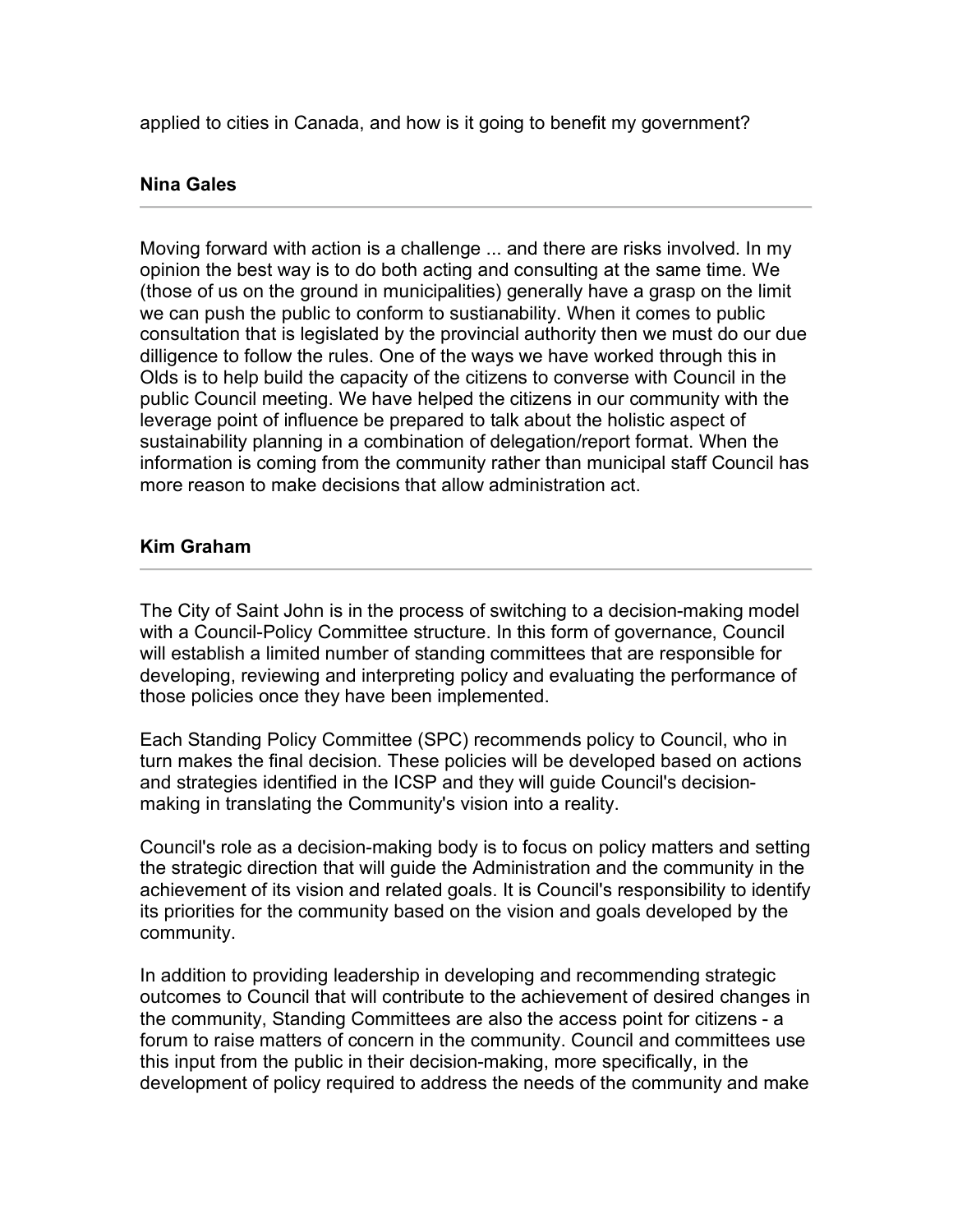applied to cities in Canada, and how is it going to benefit my government?

### Nina Gales

---

Moving forward with action is a challenge ... and there are risks involved. In my opinion the best way is to do both acting and consulting at the same time. We (those of us on the ground in municipalities) generally have a grasp on the limit we can push the public to conform to sustianability. When it comes to public consultation that is legislated by the provincial authority then we must do our due dilligence to follow the rules. One of the ways we have worked through this in Olds is to help build the capacity of the citizens to converse with Council in the public Council meeting. We have helped the citizens in our community with the leverage point of influence be prepared to talk about the holistic aspect of sustainability planning in a combination of delegation/report format. When the information is coming from the community rather than municipal staff Council has more reason to make decisions that allow administration act.

### Kim Graham

---

The City of Saint John is in the process of switching to a decision-making model with a Council-Policy Committee structure. In this form of governance, Council will establish a limited number of standing committees that are responsible for developing, reviewing and interpreting policy and evaluating the performance of those policies once they have been implemented.

Each Standing Policy Committee (SPC) recommends policy to Council, who in turn makes the final decision. These policies will be developed based on actions and strategies identified in the ICSP and they will guide Council's decision-making in translating the Community's vision into a reality.

Council's role as a decision-making body is to focus on policy matters and setting the strategic direction that will guide the Administration and the community in the achievement of its vision and related goals. It is Council's responsibility to identify its priorities for the community based on the vision and goals developed by the community.

In addition to providing leadership in developing and recommending strategic outcomes to Council that will contribute to the achievement of desired changes in the community, Standing Committees are also the access point for citizens - a forum to raise matters of concern in the community. Council and committees use this input from the public in their decision-making, more specifically, in the development of policy required to address the needs of the community and make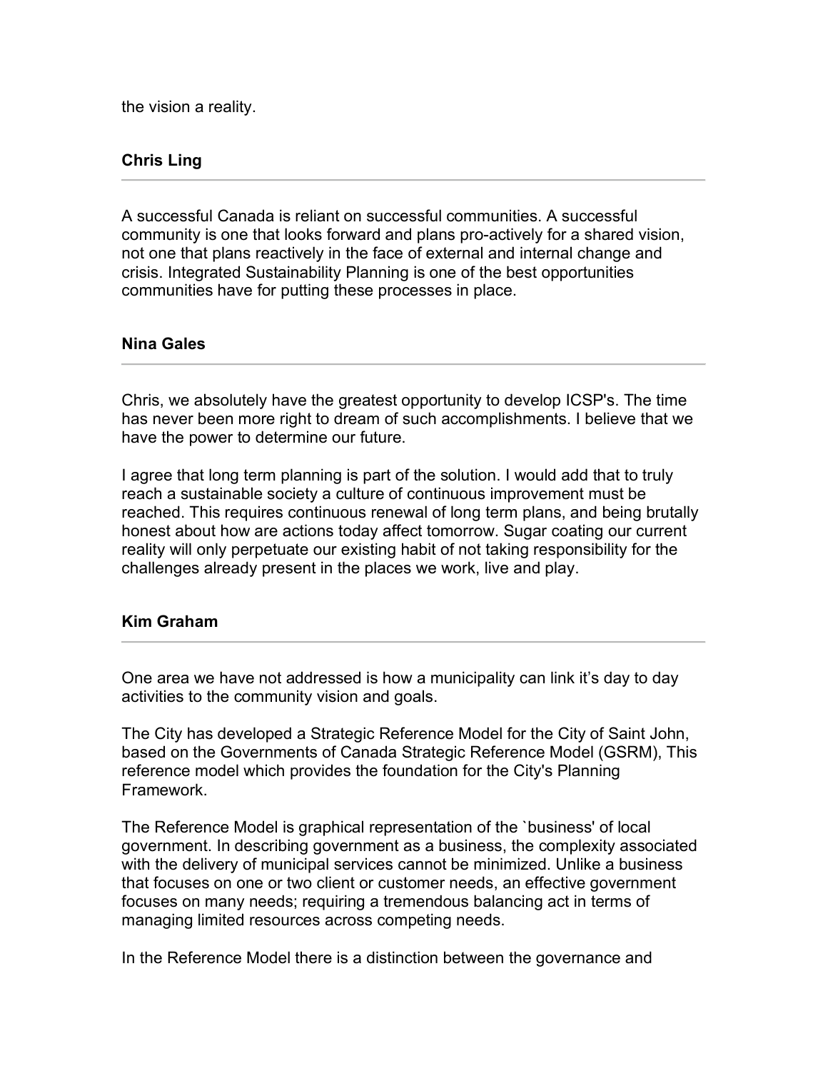the vision a reality.

**Chris Ling**

---

A successful Canada is reliant on successful communities. A successful community is one that looks forward and plans pro-actively for a shared vision, not one that plans reactively in the face of external and internal change and crisis. Integrated Sustainability Planning is one of the best opportunities communities have for putting these processes in place.

**Nina Gales**

---

Chris, we absolutely have the greatest opportunity to develop ICSP's. The time has never been more right to dream of such accomplishments. I believe that we have the power to determine our future.

I agree that long term planning is part of the solution. I would add that to truly reach a sustainable society a culture of continuous improvement must be reached. This requires continuous renewal of long term plans, and being brutally honest about how are actions today affect tomorrow. Sugar coating our current reality will only perpetuate our existing habit of not taking responsibility for the challenges already present in the places we work, live and play.

**Kim Graham**

---

One area we have not addressed is how a municipality can link it’s day to day activities to the community vision and goals.

The City has developed a Strategic Reference Model for the City of Saint John, based on the Governments of Canada Strategic Reference Model (GSRM), This reference model which provides the foundation for the City's Planning Framework.

The Reference Model is graphical representation of the `business' of local government. In describing government as a business, the complexity associated with the delivery of municipal services cannot be minimized. Unlike a business that focuses on one or two client or customer needs, an effective government focuses on many needs; requiring a tremendous balancing act in terms of managing limited resources across competing needs.

In the Reference Model there is a distinction between the governance and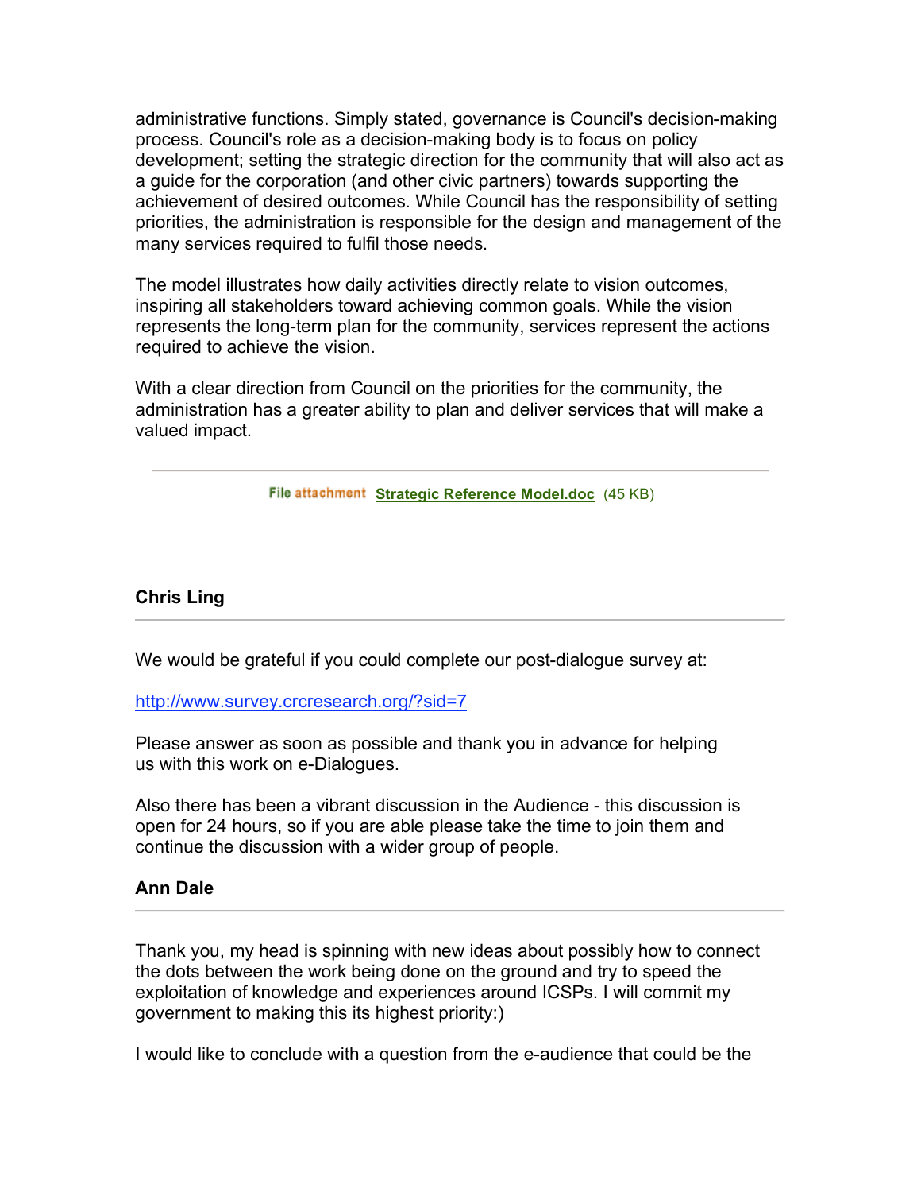administrative functions. Simply stated, governance is Council's decision-making process. Council's role as a decision-making body is to focus on policy development; setting the strategic direction for the community that will also act as a guide for the corporation (and other civic partners) towards supporting the achievement of desired outcomes. While Council has the responsibility of setting priorities, the administration is responsible for the design and management of the many services required to fulfil those needs.

The model illustrates how daily activities directly relate to vision outcomes, inspiring all stakeholders toward achieving common goals. While the vision represents the long-term plan for the community, services represent the actions required to achieve the vision.

With a clear direction from Council on the priorities for the community, the administration has a greater ability to plan and deliver services that will make a valued impact.

---

File attachment **Strategic Reference Model.doc** (45 KB)

**Chris Ling**

---

We would be grateful if you could complete our post-dialogue survey at:

http://www.survey.crcresearch.org/?sid=7

Please answer as soon as possible and thank you in advance for helping us with this work on e-Dialogues.

Also there has been a vibrant discussion in the Audience - this discussion is open for 24 hours, so if you are able please take the time to join them and continue the discussion with a wider group of people.

**Ann Dale**

---

Thank you, my head is spinning with new ideas about possibly how to connect the dots between the work being done on the ground and try to speed the exploitation of knowledge and experiences around ICSPs. I will commit my government to making this its highest priority:)

I would like to conclude with a question from the e-audience that could be the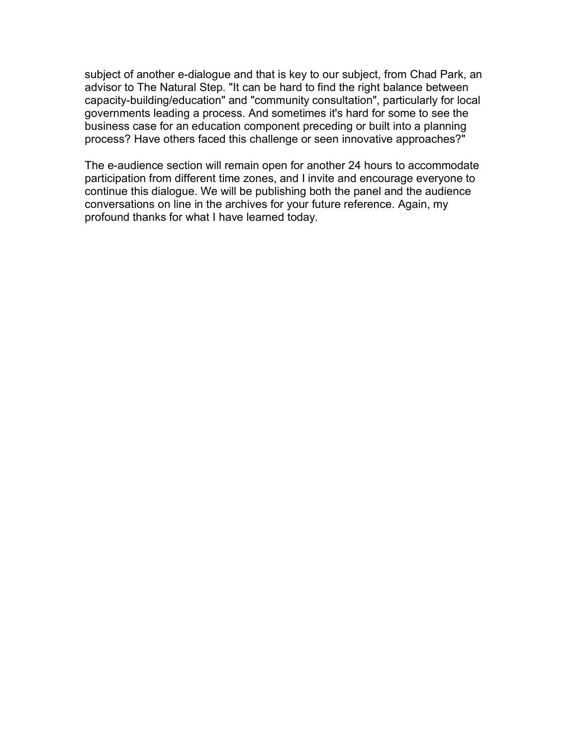subject of another e-dialogue and that is key to our subject, from Chad Park, an advisor to The Natural Step. "It can be hard to find the right balance between capacity-building/education" and "community consultation", particularly for local governments leading a process. And sometimes it's hard for some to see the business case for an education component preceding or built into a planning process? Have others faced this challenge or seen innovative approaches?"

The e-audience section will remain open for another 24 hours to accommodate participation from different time zones, and I invite and encourage everyone to continue this dialogue. We will be publishing both the panel and the audience conversations on line in the archives for your future reference. Again, my profound thanks for what I have learned today.